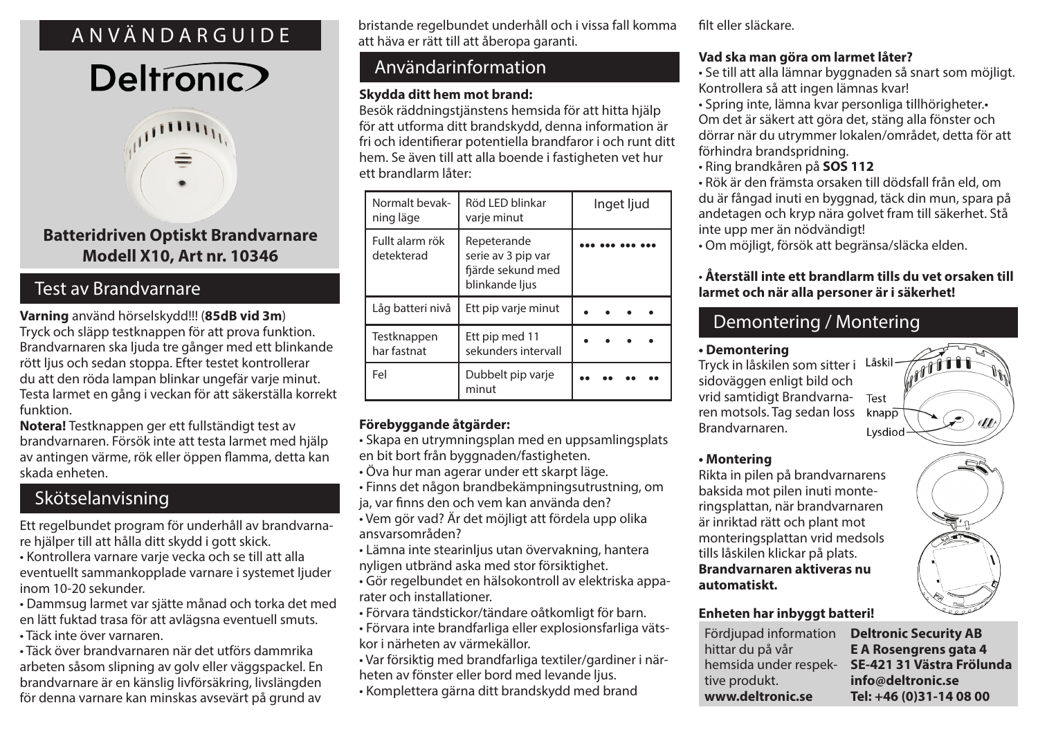# ANVÄNDARGUIDE

# Deltronic

**Batteridriven Optiskt Brandvarnare**
**Modell X10, Art nr. 10346**

## Test av Brandvarnare

**Varning** använd hörselskydd!!! (**85dB vid 3m**)
Tryck och släpp testknappen för att prova funktion. Brandvarnaren ska ljuda tre gånger med ett blinkande rött ljus och sedan stoppa. Efter testet kontrollerar du att den röda lampan blinkar ungefär varje minut. Testa larmet en gång i veckan för att säkerställa korrekt funktion.

**Notera!** Testknappen ger ett fullständigt test av brandvarnaren. Försök inte att testa larmet med hjälp av antingen värme, rök eller öppen flamma, detta kan skada enheten.

## Skötselanvisning

Ett regelbundet program för underhåll av brandvarnare hjälper till att hålla ditt skydd i gott skick.

- Kontrollera varnare varje vecka och se till att alla eventuellt sammankopplade varnare i systemet ljuder inom 10-20 sekunder.
- Dammsug larmet var sjätte månad och torka det med en lätt fuktad trasa för att avlägsna eventuell smuts.
- Täck inte över varnaren.
- Täck över brandvarnaren när det utförs dammrika arbeten såsom slipning av golv eller väggspackel. En brandvarnare är en känslig livförsäkring, livslängden för denna varnare kan minskas avsevärt på grund av bristande regelbundet underhåll och i vissa fall komma att häva er rätt till att åberopa garanti.

## Användarinformation

**Skydda ditt hem mot brand:**
Besök räddningstjänstens hemsida för att hitta hjälp för att utforma ditt brandskydd, denna information är fri och identifierar potentiella brandfaror i och runt ditt hem. Se även till att alla boende i fastigheten vet hur ett brandlarm låter:

| | | |
|---|---|---|
| Normalt bevakning läge | Röd LED blinkar varje minut | Inget ljud |
| Fullt alarm rök detekterad | Repeterande serie av 3 pip var fjärde sekund med blinkande ljus | ••• ••• ••• ••• |
| Låg batteri nivå | Ett pip varje minut | • • • • |
| Testknappen har fastnat | Ett pip med 11 sekunders intervall | • • • • |
| Fel | Dubbelt pip varje minut | •• •• •• •• |

**Förebyggande åtgärder:**

- Skapa en utrymningsplan med en uppsamlingsplats en bit bort från byggnaden/fastigheten.
- Öva hur man agerar under ett skarpt läge.
- Finns det någon brandbekämpningsutrustning, om ja, var finns den och vem kan använda den?
- Vem gör vad? Är det möjligt att fördela upp olika ansvarsområden?
- Lämna inte stearinljus utan övervakning, hantera nyligen utbränd aska med stor försiktighet.
- Gör regelbundet en hälsokontroll av elektriska apparater och installationer.
- Förvara tändstickor/tändare oåtkomligt för barn.
- Förvara inte brandfarliga eller explosionsfarliga vätskor i närheten av värmekällor.
- Var försiktig med brandfarliga textiler/gardiner i närheten av fönster eller bord med levande ljus.
- Komplettera gärna ditt brandskydd med brand filt eller släckare.

**Vad ska man göra om larmet låter?**

- Se till att alla lämnar byggnaden så snart som möjligt. Kontrollera så att ingen lämnas kvar!
- Spring inte, lämna kvar personliga tillhörigheter.
- Om det är säkert att göra det, stäng alla fönster och dörrar när du utrymmer lokalen/området, detta för att förhindra brandspridning.
- Ring brandkåren på **SOS 112**
- Rök är den främsta orsaken till dödsfall från eld, om du är fångad inuti en byggnad, täck din mun, spara på andetagen och kryp nära golvet fram till säkerhet. Stå inte upp mer än nödvändigt!
- Om möjligt, försök att begränsa/släcka elden.

**• Återställ inte ett brandlarm tills du vet orsaken till larmet och när alla personer är i säkerhet!**

## Demontering / Montering

**• Demontering**
Tryck in låskilen som sitter i sidoväggen enligt bild och vrid samtidigt Brandvarnaren motsols. Tag sedan loss Brandvarnaren.

Låskil
Test knapp
Lysdiod

**• Montering**
Rikta in pilen på brandvarnarens baksida mot pilen inuti monteringsplattan, när brandvarnaren är inriktad rätt och plant mot monteringsplattan vrid medsols tills låskilen klickar på plats. **Brandvarnaren aktiveras nu automatiskt.**

**Enheten har inbyggt batteri!**

Fördjupad information hittar du på vår hemsida under respektive produkt.
**www.deltronic.se**

**Deltronic Security AB**
**E A Rosengrens gata 4**
**SE-421 31 Västra Frölunda**
**info@deltronic.se**
**Tel: +46 (0)31-14 08 00**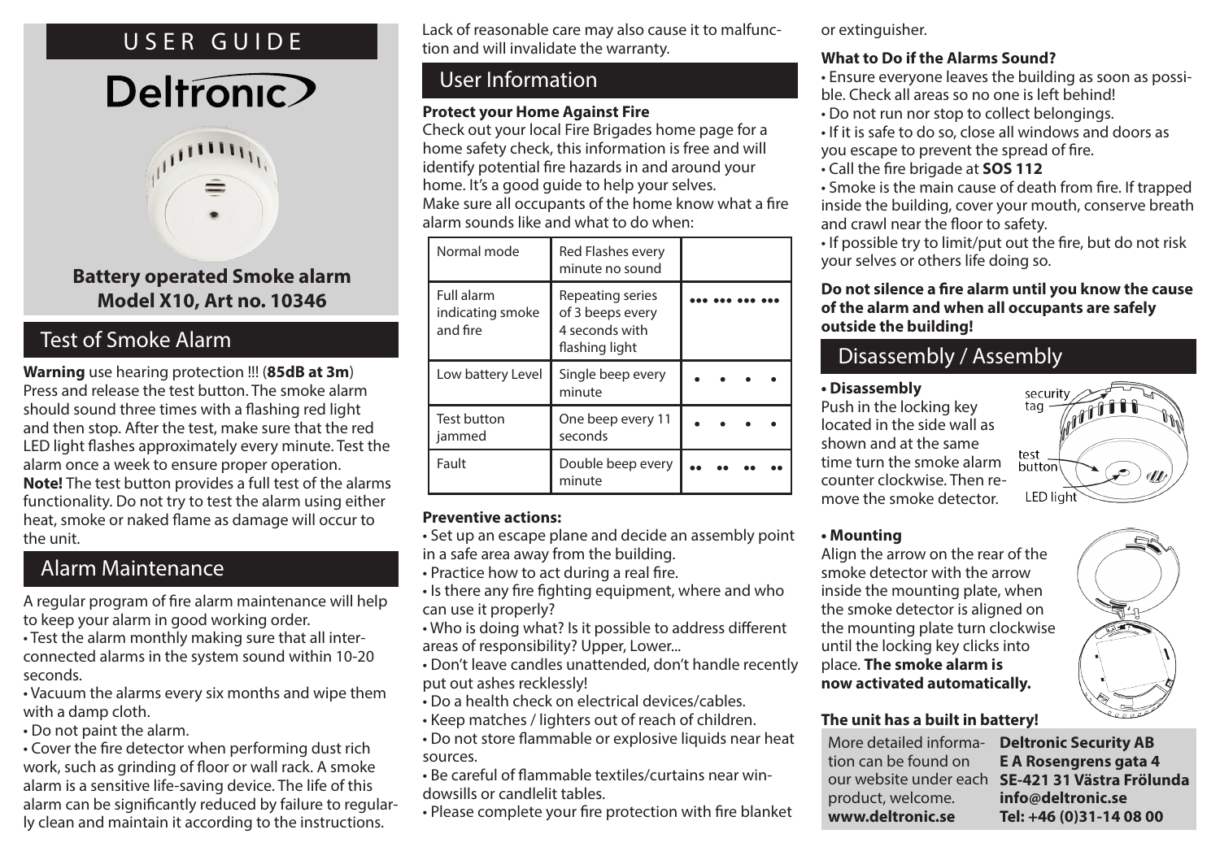# USER GUIDE

# Deltronic

**Battery operated Smoke alarm**
**Model X10, Art no. 10346**

## Test of Smoke Alarm

**Warning** use hearing protection !!! (**85dB at 3m**) Press and release the test button. The smoke alarm should sound three times with a flashing red light and then stop. After the test, make sure that the red LED light flashes approximately every minute. Test the alarm once a week to ensure proper operation.
**Note!** The test button provides a full test of the alarms functionality. Do not try to test the alarm using either heat, smoke or naked flame as damage will occur to the unit.

## Alarm Maintenance

A regular program of fire alarm maintenance will help to keep your alarm in good working order.

- Test the alarm monthly making sure that all interconnected alarms in the system sound within 10-20 seconds.
- Vacuum the alarms every six months and wipe them with a damp cloth.
- Do not paint the alarm.
- Cover the fire detector when performing dust rich work, such as grinding of floor or wall rack. A smoke alarm is a sensitive life-saving device. The life of this alarm can be significantly reduced by failure to regularly clean and maintain it according to the instructions.

Lack of reasonable care may also cause it to malfunction and will invalidate the warranty.

## User Information

**Protect your Home Against Fire**
Check out your local Fire Brigades home page for a home safety check, this information is free and will identify potential fire hazards in and around your home. It's a good guide to help your selves.
Make sure all occupants of the home know what a fire alarm sounds like and what to do when:

| | | |
|---|---|---|
| Normal mode | Red Flashes every minute no sound | |
| Full alarm indicating smoke and fire | Repeating series of 3 beeps every 4 seconds with flashing light | ••• ••• ••• ••• |
| Low battery Level | Single beep every minute | • • • • |
| Test button jammed | One beep every 11 seconds | • • • • |
| Fault | Double beep every minute | •• •• •• •• |

**Preventive actions:**

- Set up an escape plane and decide an assembly point in a safe area away from the building.
- Practice how to act during a real fire.
- Is there any fire fighting equipment, where and who can use it properly?
- Who is doing what? Is it possible to address different areas of responsibility? Upper, Lower...
- Don't leave candles unattended, don't handle recently put out ashes recklessly!
- Do a health check on electrical devices/cables.
- Keep matches / lighters out of reach of children.
- Do not store flammable or explosive liquids near heat sources.
- Be careful of flammable textiles/curtains near windowsills or candlelit tables.
- Please complete your fire protection with fire blanket or extinguisher.

**What to Do if the Alarms Sound?**

- Ensure everyone leaves the building as soon as possible. Check all areas so no one is left behind!
- Do not run nor stop to collect belongings.
- If it is safe to do so, close all windows and doors as you escape to prevent the spread of fire.
- Call the fire brigade at **SOS 112**
- Smoke is the main cause of death from fire. If trapped inside the building, cover your mouth, conserve breath and crawl near the floor to safety.
- If possible try to limit/put out the fire, but do not risk your selves or others life doing so.

**Do not silence a fire alarm until you know the cause of the alarm and when all occupants are safely outside the building!**

## Disassembly / Assembly

**• Disassembly**
Push in the locking key located in the side wall as shown and at the same time turn the smoke alarm counter clockwise. Then remove the smoke detector.

security tag
test button
LED light

**• Mounting**
Align the arrow on the rear of the smoke detector with the arrow inside the mounting plate, when the smoke detector is aligned on the mounting plate turn clockwise until the locking key clicks into place. **The smoke alarm is now activated automatically.**

**The unit has a built in battery!**

More detailed information can be found on our website under each product, welcome.
**www.deltronic.se**

**Deltronic Security AB**
**E A Rosengrens gata 4**
**SE-421 31 Västra Frölunda**
**info@deltronic.se**
**Tel: +46 (0)31-14 08 00**